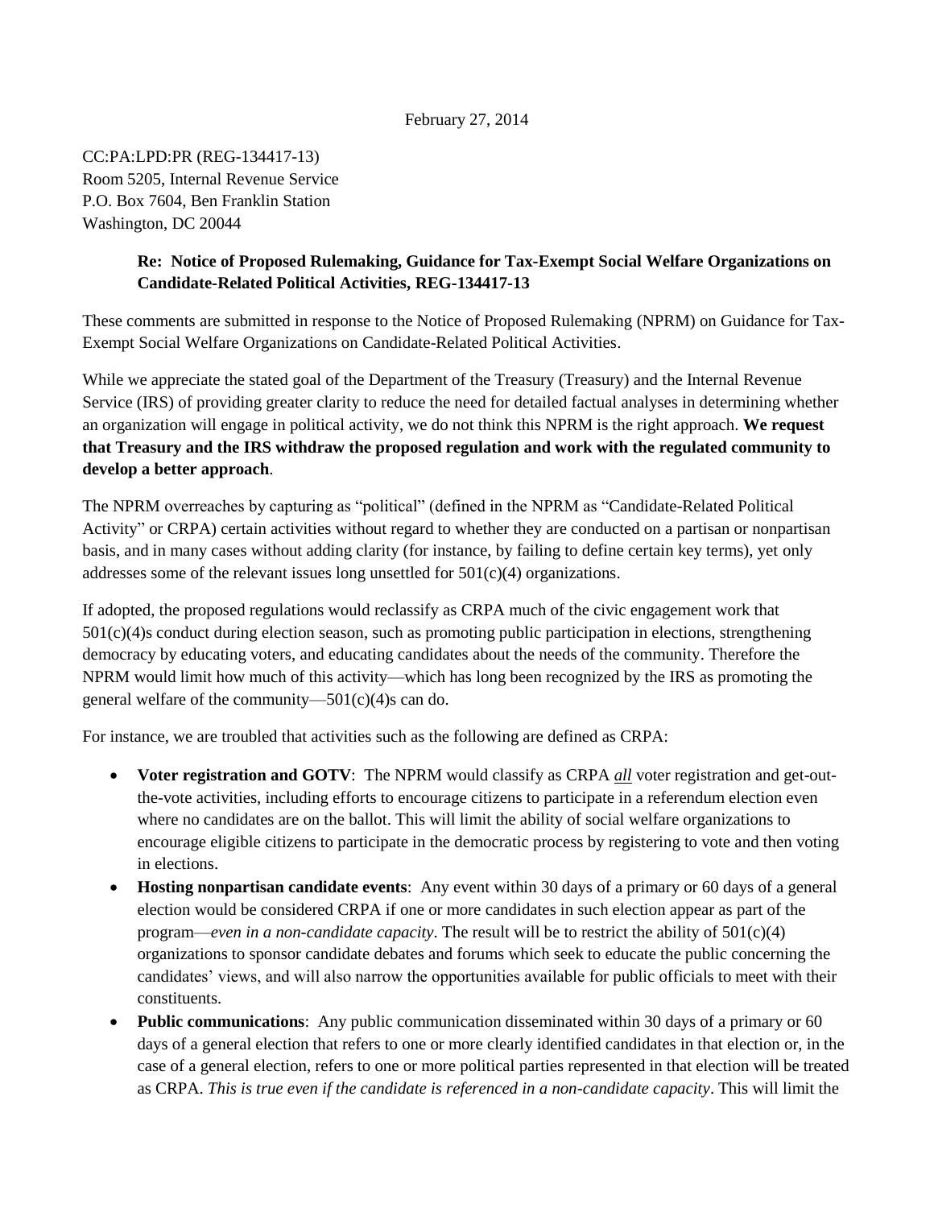February 27, 2014

CC:PA:LPD:PR (REG-134417-13)
Room 5205, Internal Revenue Service
P.O. Box 7604, Ben Franklin Station
Washington, DC 20044

**Re: Notice of Proposed Rulemaking, Guidance for Tax-Exempt Social Welfare Organizations on Candidate-Related Political Activities, REG-134417-13**

These comments are submitted in response to the Notice of Proposed Rulemaking (NPRM) on Guidance for Tax-Exempt Social Welfare Organizations on Candidate-Related Political Activities.

While we appreciate the stated goal of the Department of the Treasury (Treasury) and the Internal Revenue Service (IRS) of providing greater clarity to reduce the need for detailed factual analyses in determining whether an organization will engage in political activity, we do not think this NPRM is the right approach. **We request that Treasury and the IRS withdraw the proposed regulation and work with the regulated community to develop a better approach**.

The NPRM overreaches by capturing as "political" (defined in the NPRM as "Candidate-Related Political Activity" or CRPA) certain activities without regard to whether they are conducted on a partisan or nonpartisan basis, and in many cases without adding clarity (for instance, by failing to define certain key terms), yet only addresses some of the relevant issues long unsettled for 501(c)(4) organizations.

If adopted, the proposed regulations would reclassify as CRPA much of the civic engagement work that 501(c)(4)s conduct during election season, such as promoting public participation in elections, strengthening democracy by educating voters, and educating candidates about the needs of the community. Therefore the NPRM would limit how much of this activity—which has long been recognized by the IRS as promoting the general welfare of the community—501(c)(4)s can do.

For instance, we are troubled that activities such as the following are defined as CRPA:

- **Voter registration and GOTV**: The NPRM would classify as CRPA ***all*** voter registration and get-out-the-vote activities, including efforts to encourage citizens to participate in a referendum election even where no candidates are on the ballot. This will limit the ability of social welfare organizations to encourage eligible citizens to participate in the democratic process by registering to vote and then voting in elections.
- **Hosting nonpartisan candidate events**: Any event within 30 days of a primary or 60 days of a general election would be considered CRPA if one or more candidates in such election appear as part of the program—*even in a non-candidate capacity*. The result will be to restrict the ability of 501(c)(4) organizations to sponsor candidate debates and forums which seek to educate the public concerning the candidates' views, and will also narrow the opportunities available for public officials to meet with their constituents.
- **Public communications**: Any public communication disseminated within 30 days of a primary or 60 days of a general election that refers to one or more clearly identified candidates in that election or, in the case of a general election, refers to one or more political parties represented in that election will be treated as CRPA. *This is true even if the candidate is referenced in a non-candidate capacity*. This will limit the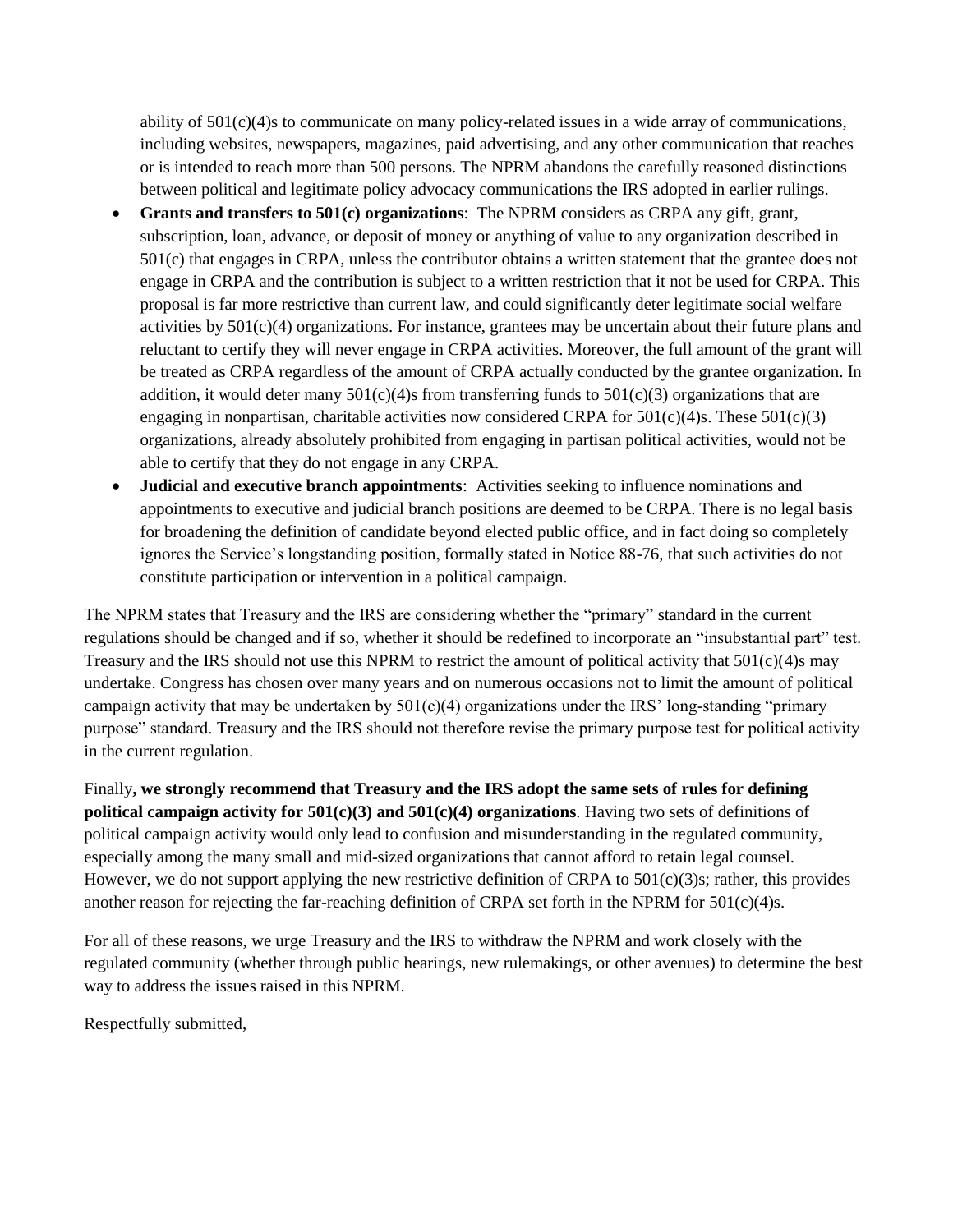ability of 501(c)(4)s to communicate on many policy-related issues in a wide array of communications, including websites, newspapers, magazines, paid advertising, and any other communication that reaches or is intended to reach more than 500 persons. The NPRM abandons the carefully reasoned distinctions between political and legitimate policy advocacy communications the IRS adopted in earlier rulings.

- **Grants and transfers to 501(c) organizations**: The NPRM considers as CRPA any gift, grant, subscription, loan, advance, or deposit of money or anything of value to any organization described in 501(c) that engages in CRPA, unless the contributor obtains a written statement that the grantee does not engage in CRPA and the contribution is subject to a written restriction that it not be used for CRPA. This proposal is far more restrictive than current law, and could significantly deter legitimate social welfare activities by 501(c)(4) organizations. For instance, grantees may be uncertain about their future plans and reluctant to certify they will never engage in CRPA activities. Moreover, the full amount of the grant will be treated as CRPA regardless of the amount of CRPA actually conducted by the grantee organization. In addition, it would deter many 501(c)(4)s from transferring funds to 501(c)(3) organizations that are engaging in nonpartisan, charitable activities now considered CRPA for 501(c)(4)s. These 501(c)(3) organizations, already absolutely prohibited from engaging in partisan political activities, would not be able to certify that they do not engage in any CRPA.
- **Judicial and executive branch appointments**: Activities seeking to influence nominations and appointments to executive and judicial branch positions are deemed to be CRPA. There is no legal basis for broadening the definition of candidate beyond elected public office, and in fact doing so completely ignores the Service's longstanding position, formally stated in Notice 88-76, that such activities do not constitute participation or intervention in a political campaign.

The NPRM states that Treasury and the IRS are considering whether the "primary" standard in the current regulations should be changed and if so, whether it should be redefined to incorporate an "insubstantial part" test. Treasury and the IRS should not use this NPRM to restrict the amount of political activity that 501(c)(4)s may undertake. Congress has chosen over many years and on numerous occasions not to limit the amount of political campaign activity that may be undertaken by 501(c)(4) organizations under the IRS' long-standing "primary purpose" standard. Treasury and the IRS should not therefore revise the primary purpose test for political activity in the current regulation.

Finally**, we strongly recommend that Treasury and the IRS adopt the same sets of rules for defining political campaign activity for 501(c)(3) and 501(c)(4) organizations**. Having two sets of definitions of political campaign activity would only lead to confusion and misunderstanding in the regulated community, especially among the many small and mid-sized organizations that cannot afford to retain legal counsel. However, we do not support applying the new restrictive definition of CRPA to 501(c)(3)s; rather, this provides another reason for rejecting the far-reaching definition of CRPA set forth in the NPRM for 501(c)(4)s.

For all of these reasons, we urge Treasury and the IRS to withdraw the NPRM and work closely with the regulated community (whether through public hearings, new rulemakings, or other avenues) to determine the best way to address the issues raised in this NPRM.

Respectfully submitted,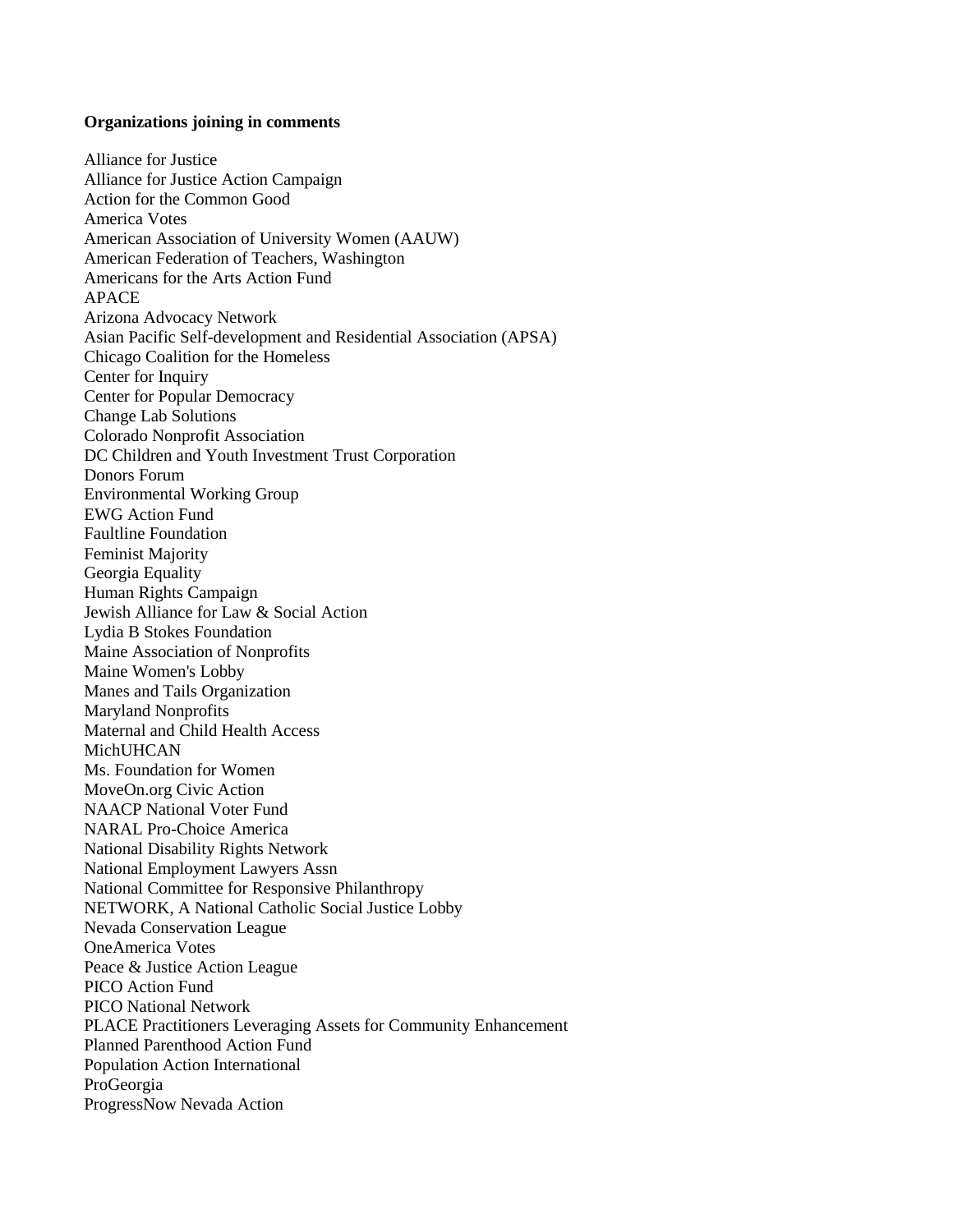**Organizations joining in comments**

Alliance for Justice
Alliance for Justice Action Campaign
Action for the Common Good
America Votes
American Association of University Women (AAUW)
American Federation of Teachers, Washington
Americans for the Arts Action Fund
APACE
Arizona Advocacy Network
Asian Pacific Self-development and Residential Association (APSA)
Chicago Coalition for the Homeless
Center for Inquiry
Center for Popular Democracy
Change Lab Solutions
Colorado Nonprofit Association
DC Children and Youth Investment Trust Corporation
Donors Forum
Environmental Working Group
EWG Action Fund
Faultline Foundation
Feminist Majority
Georgia Equality
Human Rights Campaign
Jewish Alliance for Law & Social Action
Lydia B Stokes Foundation
Maine Association of Nonprofits
Maine Women's Lobby
Manes and Tails Organization
Maryland Nonprofits
Maternal and Child Health Access
MichUHCAN
Ms. Foundation for Women
MoveOn.org Civic Action
NAACP National Voter Fund
NARAL Pro-Choice America
National Disability Rights Network
National Employment Lawyers Assn
National Committee for Responsive Philanthropy
NETWORK, A National Catholic Social Justice Lobby
Nevada Conservation League
OneAmerica Votes
Peace & Justice Action League
PICO Action Fund
PICO National Network
PLACE Practitioners Leveraging Assets for Community Enhancement
Planned Parenthood Action Fund
Population Action International
ProGeorgia
ProgressNow Nevada Action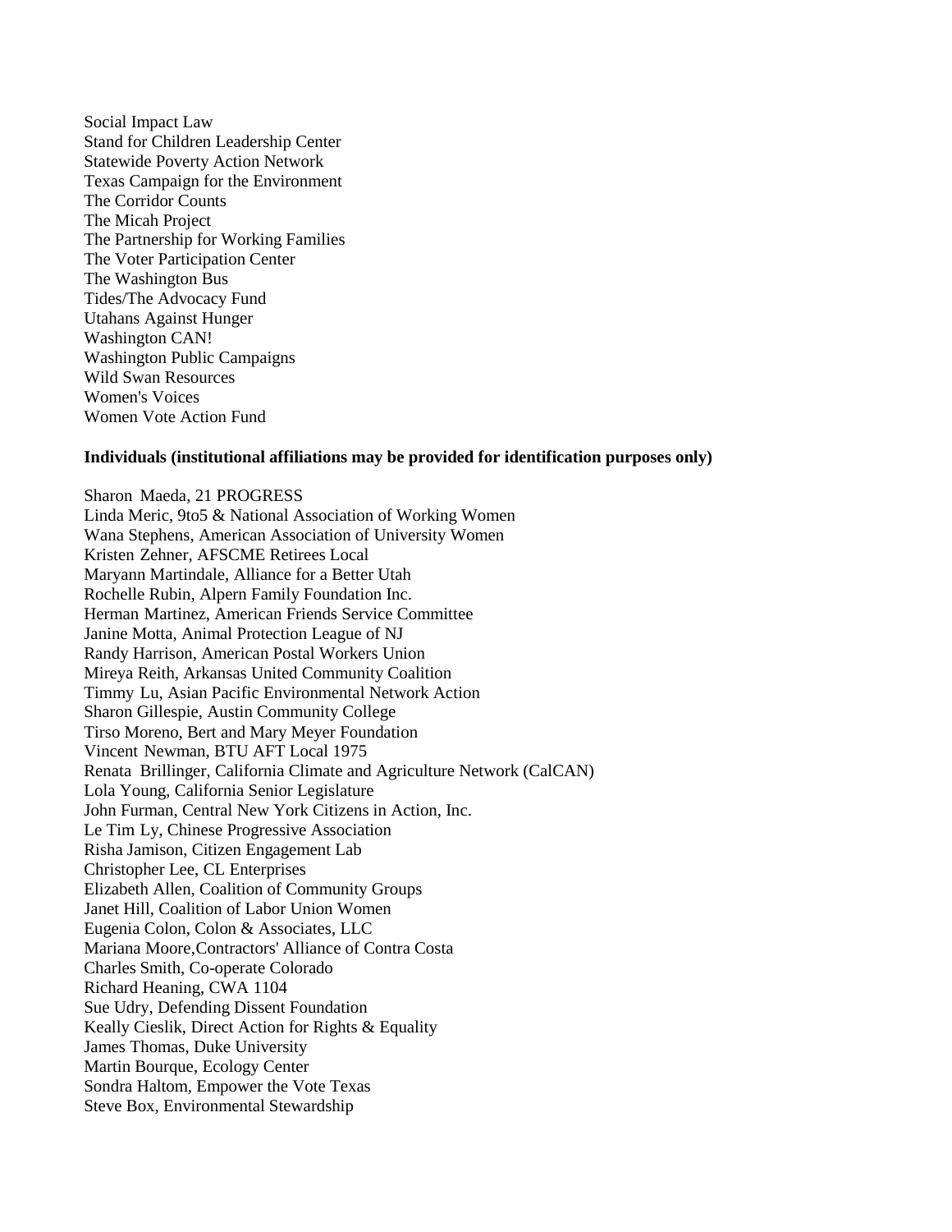Social Impact Law
Stand for Children Leadership Center
Statewide Poverty Action Network
Texas Campaign for the Environment
The Corridor Counts
The Micah Project
The Partnership for Working Families
The Voter Participation Center
The Washington Bus
Tides/The Advocacy Fund
Utahans Against Hunger
Washington CAN!
Washington Public Campaigns
Wild Swan Resources
Women's Voices
Women Vote Action Fund

**Individuals (institutional affiliations may be provided for identification purposes only)**

Sharon Maeda, 21 PROGRESS
Linda Meric, 9to5 & National Association of Working Women
Wana Stephens, American Association of University Women
Kristen Zehner, AFSCME Retirees Local
Maryann Martindale, Alliance for a Better Utah
Rochelle Rubin, Alpern Family Foundation Inc.
Herman Martinez, American Friends Service Committee
Janine Motta, Animal Protection League of NJ
Randy Harrison, American Postal Workers Union
Mireya Reith, Arkansas United Community Coalition
Timmy Lu, Asian Pacific Environmental Network Action
Sharon Gillespie, Austin Community College
Tirso Moreno, Bert and Mary Meyer Foundation
Vincent Newman, BTU AFT Local 1975
Renata Brillinger, California Climate and Agriculture Network (CalCAN)
Lola Young, California Senior Legislature
John Furman, Central New York Citizens in Action, Inc.
Le Tim Ly, Chinese Progressive Association
Risha Jamison, Citizen Engagement Lab
Christopher Lee, CL Enterprises
Elizabeth Allen, Coalition of Community Groups
Janet Hill, Coalition of Labor Union Women
Eugenia Colon, Colon & Associates, LLC
Mariana Moore,Contractors' Alliance of Contra Costa
Charles Smith, Co-operate Colorado
Richard Heaning, CWA 1104
Sue Udry, Defending Dissent Foundation
Keally Cieslik, Direct Action for Rights & Equality
James Thomas, Duke University
Martin Bourque, Ecology Center
Sondra Haltom, Empower the Vote Texas
Steve Box, Environmental Stewardship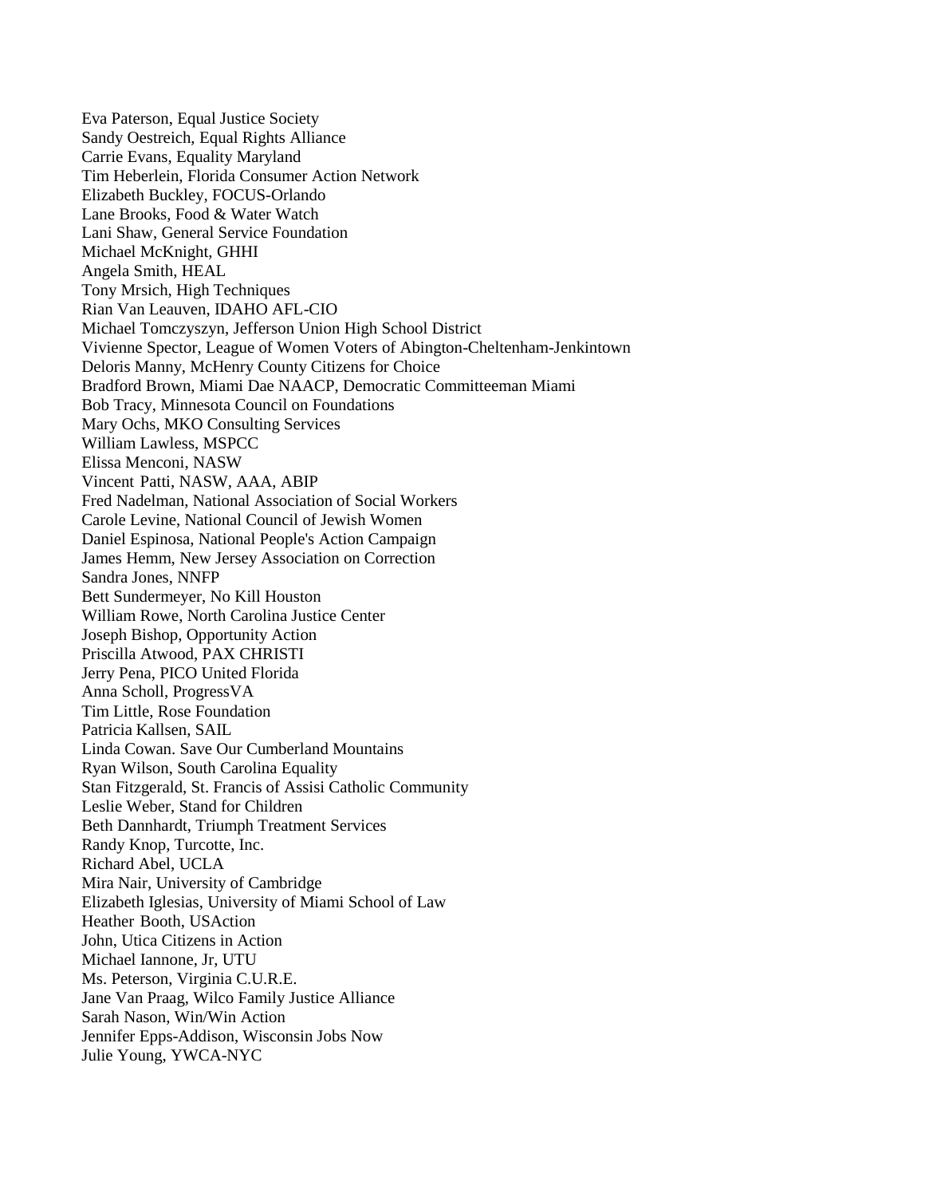Eva Paterson, Equal Justice Society  
Sandy Oestreich, Equal Rights Alliance  
Carrie Evans, Equality Maryland  
Tim Heberlein, Florida Consumer Action Network  
Elizabeth Buckley, FOCUS-Orlando  
Lane Brooks, Food & Water Watch  
Lani Shaw, General Service Foundation  
Michael McKnight, GHHI  
Angela Smith, HEAL  
Tony Mrsich, High Techniques  
Rian Van Leauven, IDAHO AFL-CIO  
Michael Tomczyszyn, Jefferson Union High School District  
Vivienne Spector, League of Women Voters of Abington-Cheltenham-Jenkintown  
Deloris Manny, McHenry County Citizens for Choice  
Bradford Brown, Miami Dae NAACP, Democratic Committeeman Miami  
Bob Tracy, Minnesota Council on Foundations  
Mary Ochs, MKO Consulting Services  
William Lawless, MSPCC  
Elissa Menconi, NASW  
Vincent Patti, NASW, AAA, ABIP  
Fred Nadelman, National Association of Social Workers  
Carole Levine, National Council of Jewish Women  
Daniel Espinosa, National People's Action Campaign  
James Hemm, New Jersey Association on Correction  
Sandra Jones, NNFP  
Bett Sundermeyer, No Kill Houston  
William Rowe, North Carolina Justice Center  
Joseph Bishop, Opportunity Action  
Priscilla Atwood, PAX CHRISTI  
Jerry Pena, PICO United Florida  
Anna Scholl, ProgressVA  
Tim Little, Rose Foundation  
Patricia Kallsen, SAIL  
Linda Cowan. Save Our Cumberland Mountains  
Ryan Wilson, South Carolina Equality  
Stan Fitzgerald, St. Francis of Assisi Catholic Community  
Leslie Weber, Stand for Children  
Beth Dannhardt, Triumph Treatment Services  
Randy Knop, Turcotte, Inc.  
Richard Abel, UCLA  
Mira Nair, University of Cambridge  
Elizabeth Iglesias, University of Miami School of Law  
Heather Booth, USAction  
John, Utica Citizens in Action  
Michael Iannone, Jr, UTU  
Ms. Peterson, Virginia C.U.R.E.  
Jane Van Praag, Wilco Family Justice Alliance  
Sarah Nason, Win/Win Action  
Jennifer Epps-Addison, Wisconsin Jobs Now  
Julie Young, YWCA-NYC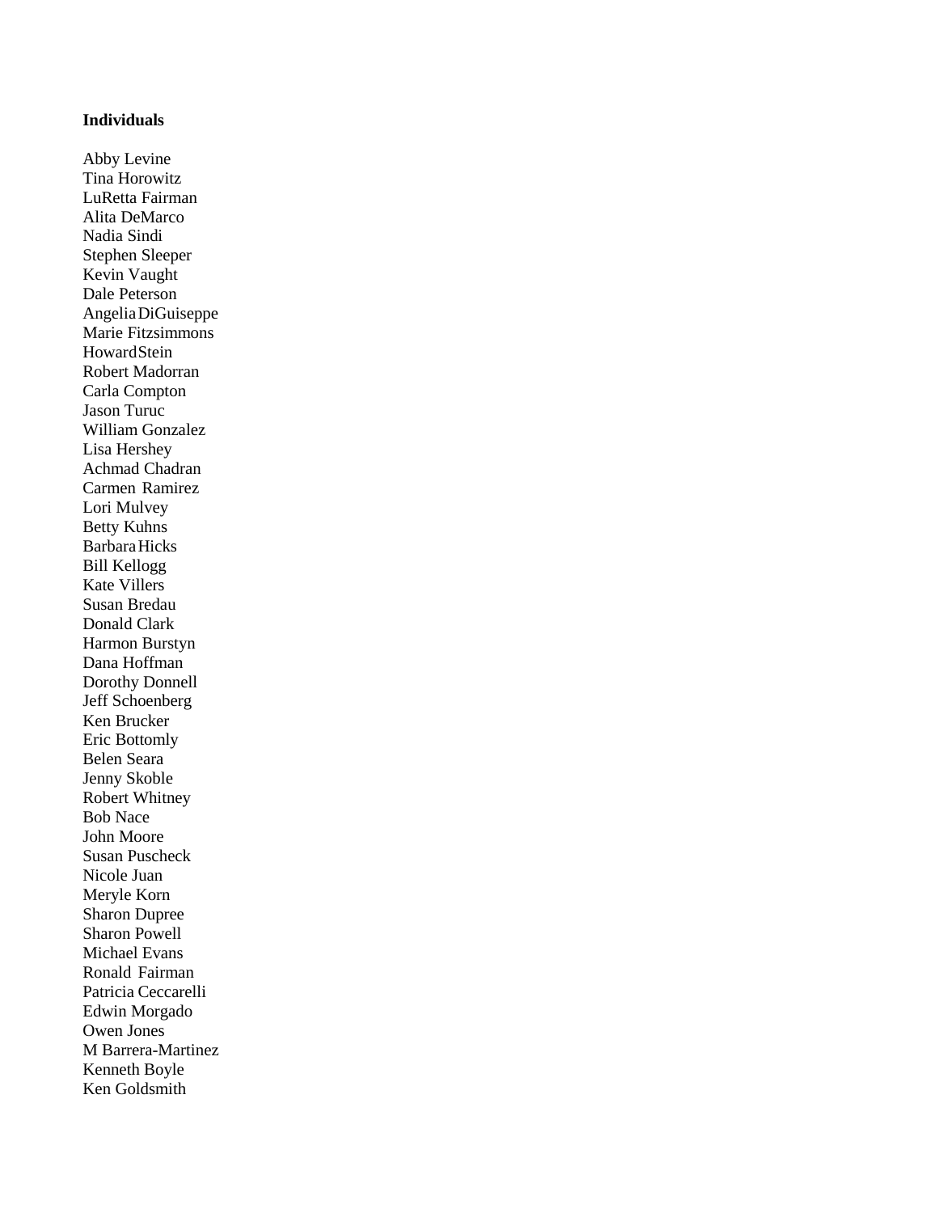**Individuals**

Abby Levine
Tina Horowitz
LuRetta Fairman
Alita DeMarco
Nadia Sindi
Stephen Sleeper
Kevin Vaught
Dale Peterson
Angelia DiGuiseppe
Marie Fitzsimmons
Howard Stein
Robert Madorran
Carla Compton
Jason Turuc
William Gonzalez
Lisa Hershey
Achmad Chadran
Carmen Ramirez
Lori Mulvey
Betty Kuhns
Barbara Hicks
Bill Kellogg
Kate Villers
Susan Bredau
Donald Clark
Harmon Burstyn
Dana Hoffman
Dorothy Donnell
Jeff Schoenberg
Ken Brucker
Eric Bottomly
Belen Seara
Jenny Skoble
Robert Whitney
Bob Nace
John Moore
Susan Puscheck
Nicole Juan
Meryle Korn
Sharon Dupree
Sharon Powell
Michael Evans
Ronald Fairman
Patricia Ceccarelli
Edwin Morgado
Owen Jones
M Barrera-Martinez
Kenneth Boyle
Ken Goldsmith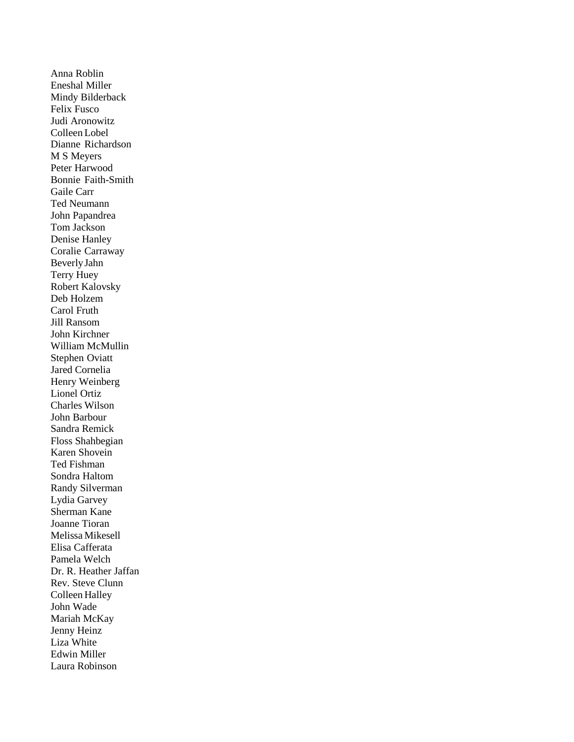Anna Roblin  
Eneshal Miller  
Mindy Bilderback  
Felix Fusco  
Judi Aronowitz  
Colleen Lobel  
Dianne Richardson  
M S Meyers  
Peter Harwood  
Bonnie Faith-Smith  
Gaile Carr  
Ted Neumann  
John Papandrea  
Tom Jackson  
Denise Hanley  
Coralie Carraway  
Beverly Jahn  
Terry Huey  
Robert Kalovsky  
Deb Holzem  
Carol Fruth  
Jill Ransom  
John Kirchner  
William McMullin  
Stephen Oviatt  
Jared Cornelia  
Henry Weinberg  
Lionel Ortiz  
Charles Wilson  
John Barbour  
Sandra Remick  
Floss Shahbegian  
Karen Shovein  
Ted Fishman  
Sondra Haltom  
Randy Silverman  
Lydia Garvey  
Sherman Kane  
Joanne Tioran  
Melissa Mikesell  
Elisa Cafferata  
Pamela Welch  
Dr. R. Heather Jaffan  
Rev. Steve Clunn  
Colleen Halley  
John Wade  
Mariah McKay  
Jenny Heinz  
Liza White  
Edwin Miller  
Laura Robinson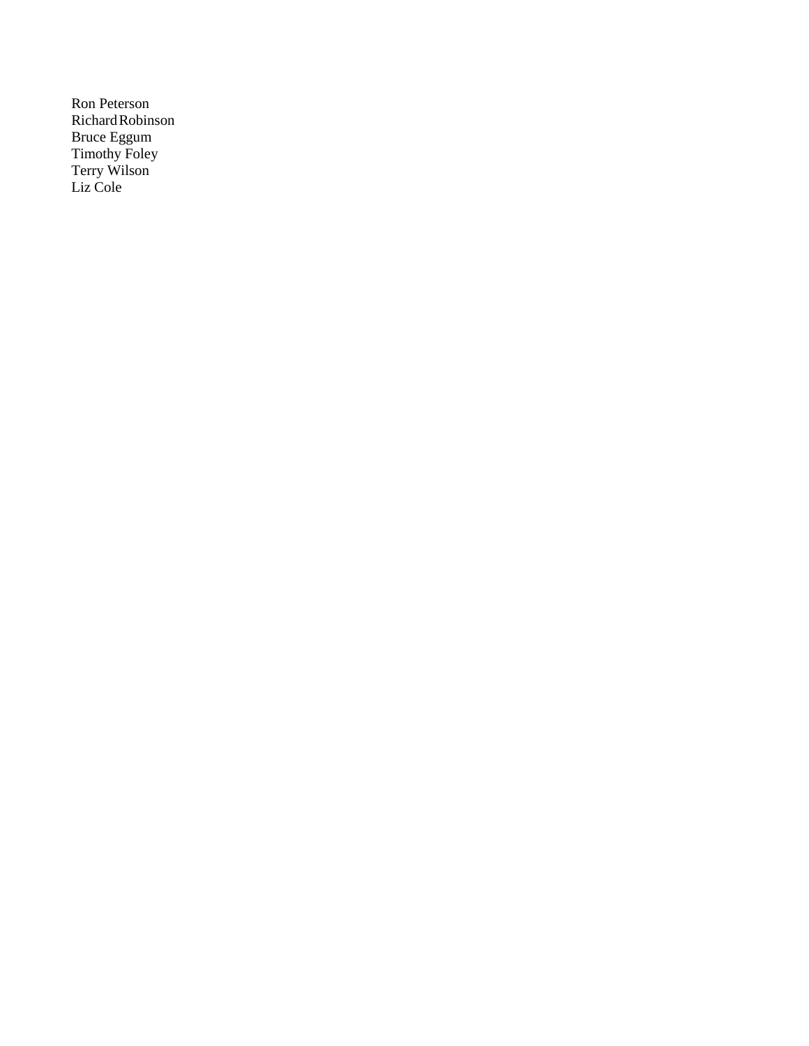Ron Peterson
Richard Robinson
Bruce Eggum
Timothy Foley
Terry Wilson
Liz Cole